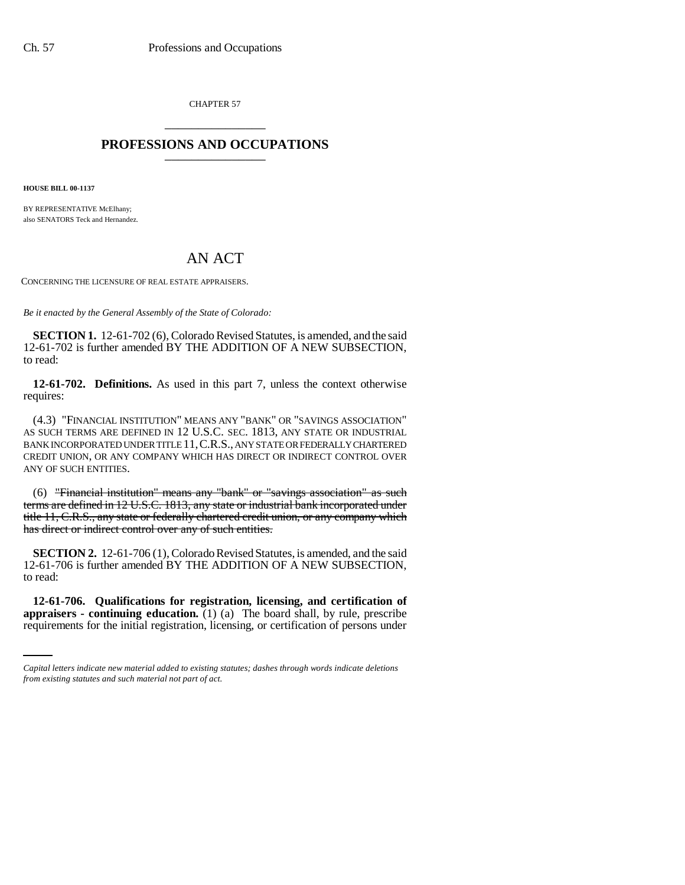CHAPTER 57

# PROFESSIONS AND OCCUPATIONS

**HOUSE BILL 00-1137**

BY REPRESENTATIVE McElhany;
also SENATORS Teck and Hernandez.

## AN ACT

CONCERNING THE LICENSURE OF REAL ESTATE APPRAISERS.

*Be it enacted by the General Assembly of the State of Colorado:*

**SECTION 1.** 12-61-702 (6), Colorado Revised Statutes, is amended, and the said 12-61-702 is further amended BY THE ADDITION OF A NEW SUBSECTION, to read:

**12-61-702. Definitions.** As used in this part 7, unless the context otherwise requires:

(4.3) "FINANCIAL INSTITUTION" MEANS ANY "BANK" OR "SAVINGS ASSOCIATION" AS SUCH TERMS ARE DEFINED IN 12 U.S.C. SEC. 1813, ANY STATE OR INDUSTRIAL BANK INCORPORATED UNDER TITLE 11, C.R.S., ANY STATE OR FEDERALLY CHARTERED CREDIT UNION, OR ANY COMPANY WHICH HAS DIRECT OR INDIRECT CONTROL OVER ANY OF SUCH ENTITIES.

(6) ~~"Financial institution" means any "bank" or "savings association" as such terms are defined in 12 U.S.C. 1813, any state or industrial bank incorporated under title 11, C.R.S., any state or federally chartered credit union, or any company which has direct or indirect control over any of such entities.~~

**SECTION 2.** 12-61-706 (1), Colorado Revised Statutes, is amended, and the said 12-61-706 is further amended BY THE ADDITION OF A NEW SUBSECTION, to read:

**12-61-706. Qualifications for registration, licensing, and certification of appraisers - continuing education.** (1) (a) The board shall, by rule, prescribe requirements for the initial registration, licensing, or certification of persons under

*Capital letters indicate new material added to existing statutes; dashes through words indicate deletions from existing statutes and such material not part of act.*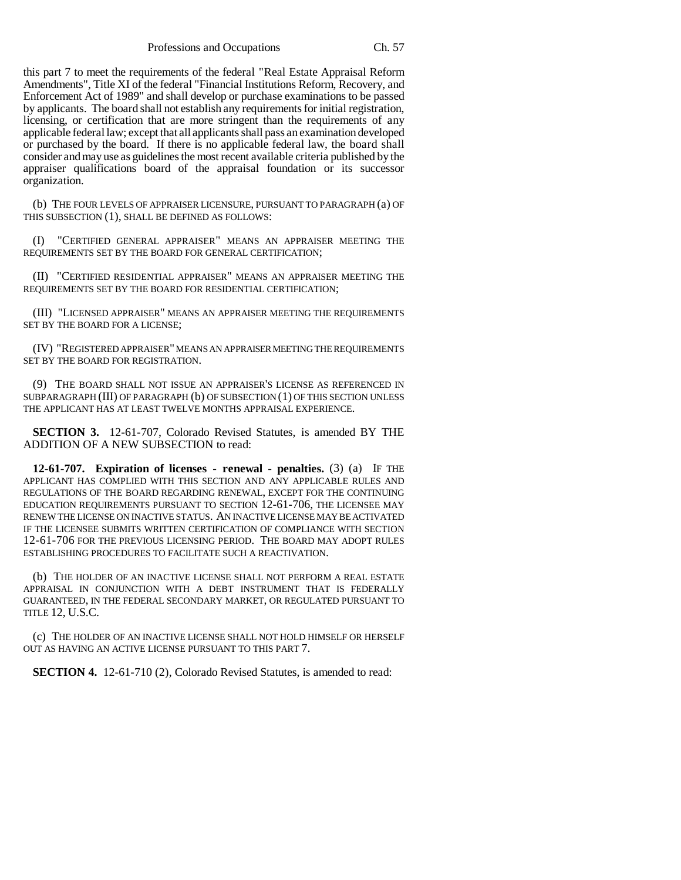this part 7 to meet the requirements of the federal "Real Estate Appraisal Reform Amendments", Title XI of the federal "Financial Institutions Reform, Recovery, and Enforcement Act of 1989" and shall develop or purchase examinations to be passed by applicants. The board shall not establish any requirements for initial registration, licensing, or certification that are more stringent than the requirements of any applicable federal law; except that all applicants shall pass an examination developed or purchased by the board. If there is no applicable federal law, the board shall consider and may use as guidelines the most recent available criteria published by the appraiser qualifications board of the appraisal foundation or its successor organization.

(b) THE FOUR LEVELS OF APPRAISER LICENSURE, PURSUANT TO PARAGRAPH (a) OF THIS SUBSECTION (1), SHALL BE DEFINED AS FOLLOWS:

(I) "CERTIFIED GENERAL APPRAISER" MEANS AN APPRAISER MEETING THE REQUIREMENTS SET BY THE BOARD FOR GENERAL CERTIFICATION;

(II) "CERTIFIED RESIDENTIAL APPRAISER" MEANS AN APPRAISER MEETING THE REQUIREMENTS SET BY THE BOARD FOR RESIDENTIAL CERTIFICATION;

(III) "LICENSED APPRAISER" MEANS AN APPRAISER MEETING THE REQUIREMENTS SET BY THE BOARD FOR A LICENSE;

(IV) "REGISTERED APPRAISER" MEANS AN APPRAISER MEETING THE REQUIREMENTS SET BY THE BOARD FOR REGISTRATION.

(9) THE BOARD SHALL NOT ISSUE AN APPRAISER'S LICENSE AS REFERENCED IN SUBPARAGRAPH (III) OF PARAGRAPH (b) OF SUBSECTION (1) OF THIS SECTION UNLESS THE APPLICANT HAS AT LEAST TWELVE MONTHS APPRAISAL EXPERIENCE.

**SECTION 3.** 12-61-707, Colorado Revised Statutes, is amended BY THE ADDITION OF A NEW SUBSECTION to read:

**12-61-707. Expiration of licenses - renewal - penalties.** (3) (a) IF THE APPLICANT HAS COMPLIED WITH THIS SECTION AND ANY APPLICABLE RULES AND REGULATIONS OF THE BOARD REGARDING RENEWAL, EXCEPT FOR THE CONTINUING EDUCATION REQUIREMENTS PURSUANT TO SECTION 12-61-706, THE LICENSEE MAY RENEW THE LICENSE ON INACTIVE STATUS. AN INACTIVE LICENSE MAY BE ACTIVATED IF THE LICENSEE SUBMITS WRITTEN CERTIFICATION OF COMPLIANCE WITH SECTION 12-61-706 FOR THE PREVIOUS LICENSING PERIOD. THE BOARD MAY ADOPT RULES ESTABLISHING PROCEDURES TO FACILITATE SUCH A REACTIVATION.

(b) THE HOLDER OF AN INACTIVE LICENSE SHALL NOT PERFORM A REAL ESTATE APPRAISAL IN CONJUNCTION WITH A DEBT INSTRUMENT THAT IS FEDERALLY GUARANTEED, IN THE FEDERAL SECONDARY MARKET, OR REGULATED PURSUANT TO TITLE 12, U.S.C.

(c) THE HOLDER OF AN INACTIVE LICENSE SHALL NOT HOLD HIMSELF OR HERSELF OUT AS HAVING AN ACTIVE LICENSE PURSUANT TO THIS PART 7.

**SECTION 4.** 12-61-710 (2), Colorado Revised Statutes, is amended to read: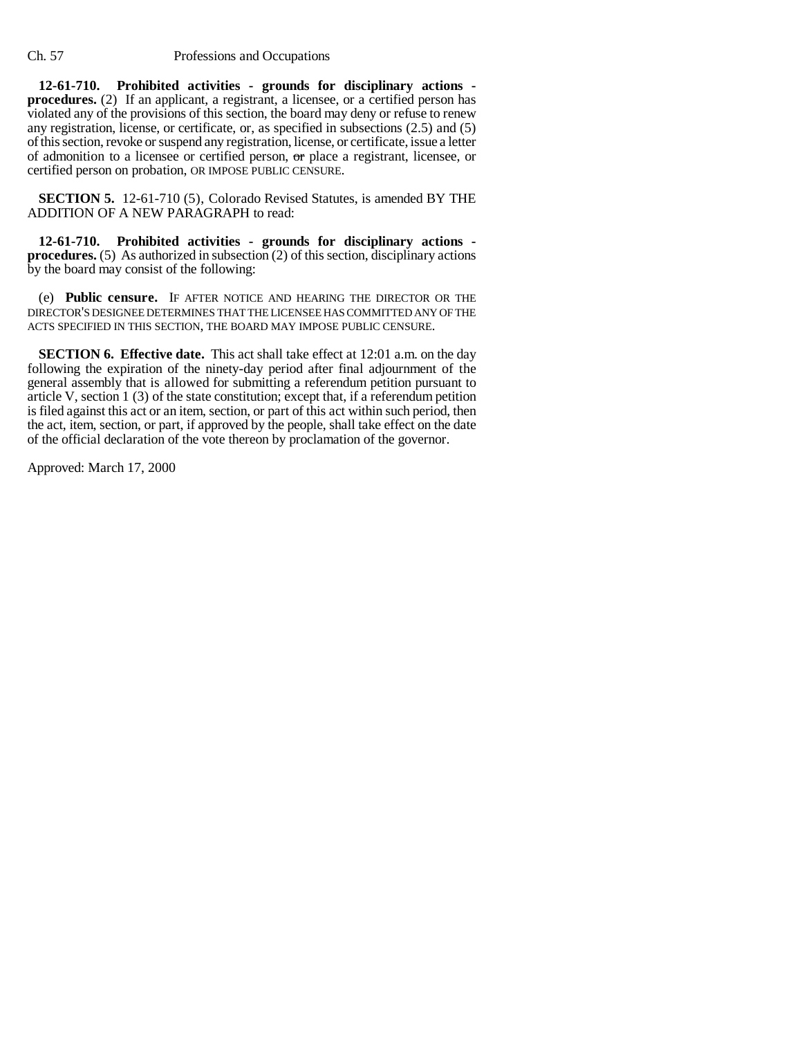**12-61-710. Prohibited activities - grounds for disciplinary actions - procedures.** (2) If an applicant, a registrant, a licensee, or a certified person has violated any of the provisions of this section, the board may deny or refuse to renew any registration, license, or certificate, or, as specified in subsections (2.5) and (5) of this section, revoke or suspend any registration, license, or certificate, issue a letter of admonition to a licensee or certified person, ~~or~~ place a registrant, licensee, or certified person on probation, OR IMPOSE PUBLIC CENSURE.

**SECTION 5.** 12-61-710 (5), Colorado Revised Statutes, is amended BY THE ADDITION OF A NEW PARAGRAPH to read:

**12-61-710. Prohibited activities - grounds for disciplinary actions - procedures.** (5) As authorized in subsection (2) of this section, disciplinary actions by the board may consist of the following:

(e) **Public censure.** IF AFTER NOTICE AND HEARING THE DIRECTOR OR THE DIRECTOR'S DESIGNEE DETERMINES THAT THE LICENSEE HAS COMMITTED ANY OF THE ACTS SPECIFIED IN THIS SECTION, THE BOARD MAY IMPOSE PUBLIC CENSURE.

**SECTION 6. Effective date.** This act shall take effect at 12:01 a.m. on the day following the expiration of the ninety-day period after final adjournment of the general assembly that is allowed for submitting a referendum petition pursuant to article V, section 1 (3) of the state constitution; except that, if a referendum petition is filed against this act or an item, section, or part of this act within such period, then the act, item, section, or part, if approved by the people, shall take effect on the date of the official declaration of the vote thereon by proclamation of the governor.

Approved: March 17, 2000